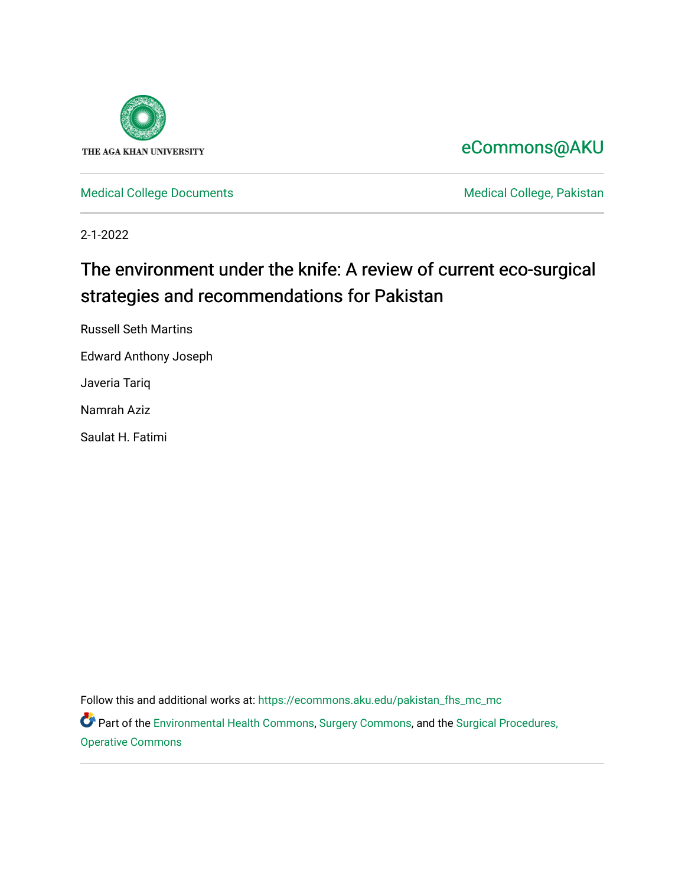THE AGA KHAN UNIVERSITY

eCommons@AKU

Medical College Documents | Medical College, Pakistan

2-1-2022

# The environment under the knife: A review of current eco-surgical strategies and recommendations for Pakistan

Russell Seth Martins

Edward Anthony Joseph

Javeria Tariq

Namrah Aziz

Saulat H. Fatimi

Follow this and additional works at: https://ecommons.aku.edu/pakistan_fhs_mc_mc

Part of the Environmental Health Commons, Surgery Commons, and the Surgical Procedures, Operative Commons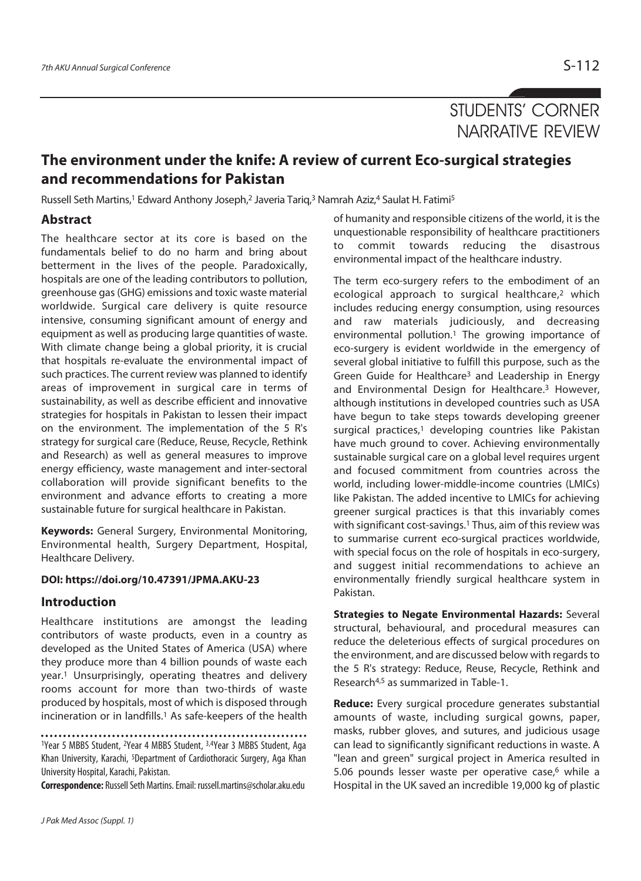STUDENTS' CORNER
NARRATIVE REVIEW

# The environment under the knife: A review of current Eco-surgical strategies and recommendations for Pakistan

Russell Seth Martins,[1] Edward Anthony Joseph,[2] Javeria Tariq,[3] Namrah Aziz,[4] Saulat H. Fatimi[5]

## Abstract

The healthcare sector at its core is based on the fundamentals belief to do no harm and bring about betterment in the lives of the people. Paradoxically, hospitals are one of the leading contributors to pollution, greenhouse gas (GHG) emissions and toxic waste material worldwide. Surgical care delivery is quite resource intensive, consuming significant amount of energy and equipment as well as producing large quantities of waste. With climate change being a global priority, it is crucial that hospitals re-evaluate the environmental impact of such practices. The current review was planned to identify areas of improvement in surgical care in terms of sustainability, as well as describe efficient and innovative strategies for hospitals in Pakistan to lessen their impact on the environment. The implementation of the 5 R's strategy for surgical care (Reduce, Reuse, Recycle, Rethink and Research) as well as general measures to improve energy efficiency, waste management and inter-sectoral collaboration will provide significant benefits to the environment and advance efforts to creating a more sustainable future for surgical healthcare in Pakistan.

**Keywords:** General Surgery, Environmental Monitoring, Environmental health, Surgery Department, Hospital, Healthcare Delivery.

**DOI: https://doi.org/10.47391/JPMA.AKU-23**

## Introduction

Healthcare institutions are amongst the leading contributors of waste products, even in a country as developed as the United States of America (USA) where they produce more than 4 billion pounds of waste each year.[1] Unsurprisingly, operating theatres and delivery rooms account for more than two-thirds of waste produced by hospitals, most of which is disposed through incineration or in landfills.[1] As safe-keepers of the health of humanity and responsible citizens of the world, it is the unquestionable responsibility of healthcare practitioners to commit towards reducing the disastrous environmental impact of the healthcare industry.

The term eco-surgery refers to the embodiment of an ecological approach to surgical healthcare,[2] which includes reducing energy consumption, using resources and raw materials judiciously, and decreasing environmental pollution.[1] The growing importance of eco-surgery is evident worldwide in the emergency of several global initiative to fulfill this purpose, such as the Green Guide for Healthcare[3] and Leadership in Energy and Environmental Design for Healthcare.[3] However, although institutions in developed countries such as USA have begun to take steps towards developing greener surgical practices,[1] developing countries like Pakistan have much ground to cover. Achieving environmentally sustainable surgical care on a global level requires urgent and focused commitment from countries across the world, including lower-middle-income countries (LMICs) like Pakistan. The added incentive to LMICs for achieving greener surgical practices is that this invariably comes with significant cost-savings.[1] Thus, aim of this review was to summarise current eco-surgical practices worldwide, with special focus on the role of hospitals in eco-surgery, and suggest initial recommendations to achieve an environmentally friendly surgical healthcare system in Pakistan.

**Strategies to Negate Environmental Hazards:** Several structural, behavioural, and procedural measures can reduce the deleterious effects of surgical procedures on the environment, and are discussed below with regards to the 5 R's strategy: Reduce, Reuse, Recycle, Rethink and Research[4,5] as summarized in Table-1.

**Reduce:** Every surgical procedure generates substantial amounts of waste, including surgical gowns, paper, masks, rubber gloves, and sutures, and judicious usage can lead to significantly significant reductions in waste. A "lean and green" surgical project in America resulted in 5.06 pounds lesser waste per operative case,[6] while a Hospital in the UK saved an incredible 19,000 kg of plastic

[1]Year 5 MBBS Student, [2]Year 4 MBBS Student, [3,4]Year 3 MBBS Student, Aga Khan University, Karachi, [5]Department of Cardiothoracic Surgery, Aga Khan University Hospital, Karachi, Pakistan.

**Correspondence:** Russell Seth Martins. Email: russell.martins@scholar.aku.edu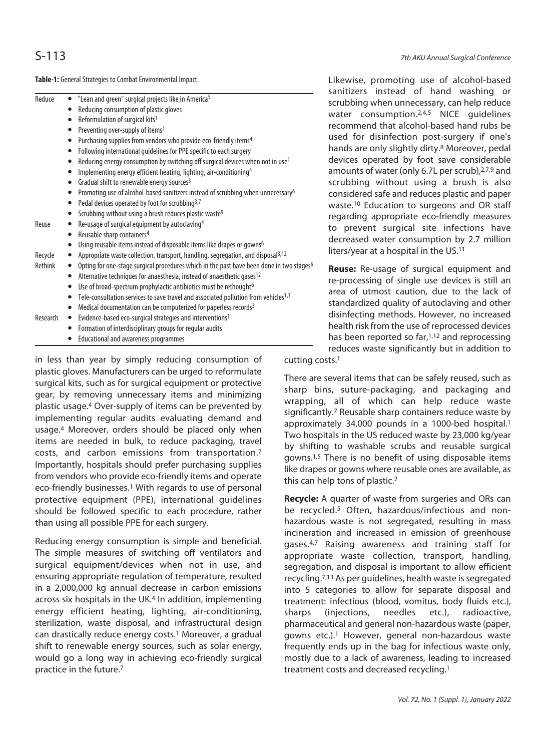**Table-1:** General Strategies to Combat Environmental Impact.

| | |
|---|---|
| Reduce | • "Lean and green" surgical projects like in America[5] |
| | • Reducing consumption of plastic gloves |
| | • Reformulation of surgical kits[1] |
| | • Preventing over-supply of items[1] |
| | • Purchasing supplies from vendors who provide eco-friendly items[4] |
| | • Following international guidelines for PPE specific to each surgery |
| | • Reducing energy consumption by switching off surgical devices when not in use[1] |
| | • Implementing energy efficient heating, lighting, air-conditioning[4] |
| | • Gradual shift to renewable energy sources[3] |
| | • Promoting use of alcohol-based sanitizers instead of scrubbing when unnecessary[6] |
| | • Pedal devices operated by foot for scrubbing[3,7] |
| | • Scrubbing without using a brush reduces plastic waste[9] |
| Reuse | • Re-usage of surgical equipment by autoclaving[4] |
| | • Reusable sharp containers[4] |
| | • Using reusable items instead of disposable items like drapes or gowns[6] |
| Recycle | • Appropriate waste collection, transport, handling, segregation, and disposal[3,12] |
| Rethink | • Opting for one-stage surgical procedures which in the past have been done in two stages[6] |
| | • Alternative techniques for anaesthesia, instead of anaesthetic gases[12] |
| | • Use of broad-spectrum prophylactic antibiotics must be rethought[6] |
| | • Tele-consultation services to save travel and associated pollution from vehicles[1,3] |
| | • Medical documentation can be computerized for paperless records[3] |
| Research | • Evidence-based eco-surgical strategies and interventions[1] |
| | • Formation of interdisciplinary groups for regular audits |
| | • Educational and awareness programmes |

in less than year by simply reducing consumption of plastic gloves. Manufacturers can be urged to reformulate surgical kits, such as for surgical equipment or protective gear, by removing unnecessary items and minimizing plastic usage.[4] Over-supply of items can be prevented by implementing regular audits evaluating demand and usage.[4] Moreover, orders should be placed only when items are needed in bulk, to reduce packaging, travel costs, and carbon emissions from transportation.[7] Importantly, hospitals should prefer purchasing supplies from vendors who provide eco-friendly items and operate eco-friendly businesses.[1] With regards to use of personal protective equipment (PPE), international guidelines should be followed specific to each procedure, rather than using all possible PPE for each surgery.

Reducing energy consumption is simple and beneficial. The simple measures of switching off ventilators and surgical equipment/devices when not in use, and ensuring appropriate regulation of temperature, resulted in a 2,000,000 kg annual decrease in carbon emissions across six hospitals in the UK.[4] In addition, implementing energy efficient heating, lighting, air-conditioning, sterilization, waste disposal, and infrastructural design can drastically reduce energy costs.[1] Moreover, a gradual shift to renewable energy sources, such as solar energy, would go a long way in achieving eco-friendly surgical practice in the future.[7]

Likewise, promoting use of alcohol-based sanitizers instead of hand washing or scrubbing when unnecessary, can help reduce water consumption.[2,4,5] NICE guidelines recommend that alcohol-based hand rubs be used for disinfection post-surgery if one's hands are only slightly dirty.[8] Moreover, pedal devices operated by foot save considerable amounts of water (only 6.7L per scrub),[2,7,9] and scrubbing without using a brush is also considered safe and reduces plastic and paper waste.[10] Education to surgeons and OR staff regarding appropriate eco-friendly measures to prevent surgical site infections have decreased water consumption by 2.7 million liters/year at a hospital in the US.[11]

**Reuse:** Re-usage of surgical equipment and re-processing of single use devices is still an area of utmost caution, due to the lack of standardized quality of autoclaving and other disinfecting methods. However, no increased health risk from the use of reprocessed devices has been reported so far,[1,12] and reprocessing reduces waste significantly but in addition to cutting costs.[1]

There are several items that can be safely reused, such as sharp bins, suture-packaging, and packaging and wrapping, all of which can help reduce waste significantly.[7] Reusable sharp containers reduce waste by approximately 34,000 pounds in a 1000-bed hospital.[1] Two hospitals in the US reduced waste by 23,000 kg/year by shifting to washable scrubs and reusable surgical gowns.[1,5] There is no benefit of using disposable items like drapes or gowns where reusable ones are available, as this can help tons of plastic.[2]

**Recycle:** A quarter of waste from surgeries and ORs can be recycled.[5] Often, hazardous/infectious and non-hazardous waste is not segregated, resulting in mass incineration and increased in emission of greenhouse gases.[4,7] Raising awareness and training staff for appropriate waste collection, transport, handling, segregation, and disposal is important to allow efficient recycling.[7,13] As per guidelines, health waste is segregated into 5 categories to allow for separate disposal and treatment: infectious (blood, vomitus, body fluids etc.), sharps (injections, needles etc.), radioactive, pharmaceutical and general non-hazardous waste (paper, gowns etc.).[1] However, general non-hazardous waste frequently ends up in the bag for infectious waste only, mostly due to a lack of awareness, leading to increased treatment costs and decreased recycling.[1]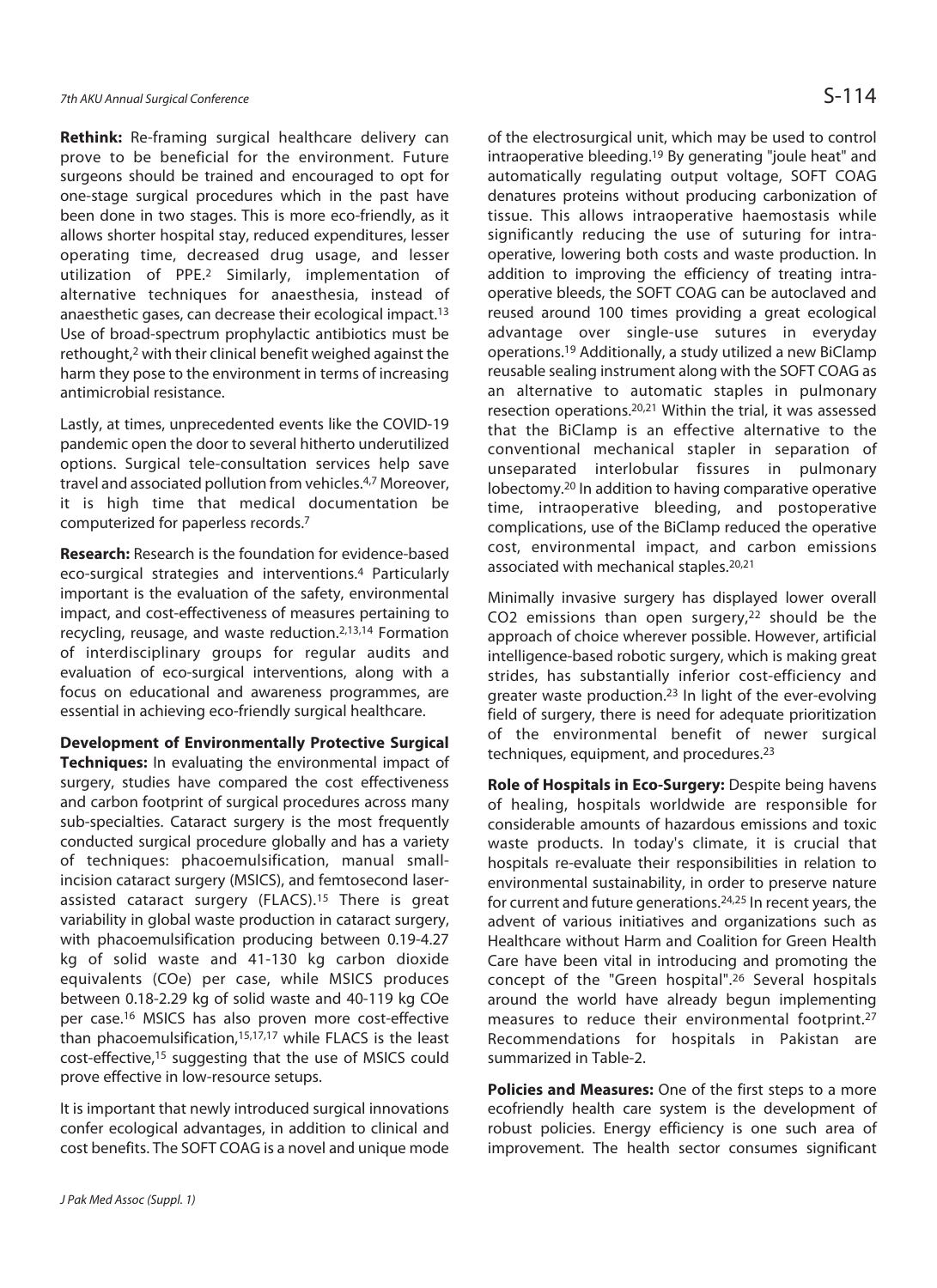**Rethink:** Re-framing surgical healthcare delivery can prove to be beneficial for the environment. Future surgeons should be trained and encouraged to opt for one-stage surgical procedures which in the past have been done in two stages. This is more eco-friendly, as it allows shorter hospital stay, reduced expenditures, lesser operating time, decreased drug usage, and lesser utilization of PPE.[2] Similarly, implementation of alternative techniques for anaesthesia, instead of anaesthetic gases, can decrease their ecological impact.[13] Use of broad-spectrum prophylactic antibiotics must be rethought,[2] with their clinical benefit weighed against the harm they pose to the environment in terms of increasing antimicrobial resistance.

Lastly, at times, unprecedented events like the COVID-19 pandemic open the door to several hitherto underutilized options. Surgical tele-consultation services help save travel and associated pollution from vehicles.[4,7] Moreover, it is high time that medical documentation be computerized for paperless records.[7]

**Research:** Research is the foundation for evidence-based eco-surgical strategies and interventions.[4] Particularly important is the evaluation of the safety, environmental impact, and cost-effectiveness of measures pertaining to recycling, reusage, and waste reduction.[2,13,14] Formation of interdisciplinary groups for regular audits and evaluation of eco-surgical interventions, along with a focus on educational and awareness programmes, are essential in achieving eco-friendly surgical healthcare.

**Development of Environmentally Protective Surgical Techniques:** In evaluating the environmental impact of surgery, studies have compared the cost effectiveness and carbon footprint of surgical procedures across many sub-specialties. Cataract surgery is the most frequently conducted surgical procedure globally and has a variety of techniques: phacoemulsification, manual small-incision cataract surgery (MSICS), and femtosecond laser-assisted cataract surgery (FLACS).[15] There is great variability in global waste production in cataract surgery, with phacoemulsification producing between 0.19-4.27 kg of solid waste and 41-130 kg carbon dioxide equivalents (COe) per case, while MSICS produces between 0.18-2.29 kg of solid waste and 40-119 kg COe per case.[16] MSICS has also proven more cost-effective than phacoemulsification,[15,17,17] while FLACS is the least cost-effective,[15] suggesting that the use of MSICS could prove effective in low-resource setups.

It is important that newly introduced surgical innovations confer ecological advantages, in addition to clinical and cost benefits. The SOFT COAG is a novel and unique mode of the electrosurgical unit, which may be used to control intraoperative bleeding.[19] By generating "joule heat" and automatically regulating output voltage, SOFT COAG denatures proteins without producing carbonization of tissue. This allows intraoperative haemostasis while significantly reducing the use of suturing for intra-operative, lowering both costs and waste production. In addition to improving the efficiency of treating intra-operative bleeds, the SOFT COAG can be autoclaved and reused around 100 times providing a great ecological advantage over single-use sutures in everyday operations.[19] Additionally, a study utilized a new BiClamp reusable sealing instrument along with the SOFT COAG as an alternative to automatic staples in pulmonary resection operations.[20,21] Within the trial, it was assessed that the BiClamp is an effective alternative to the conventional mechanical stapler in separation of unseparated interlobular fissures in pulmonary lobectomy.[20] In addition to having comparative operative time, intraoperative bleeding, and postoperative complications, use of the BiClamp reduced the operative cost, environmental impact, and carbon emissions associated with mechanical staples.[20,21]

Minimally invasive surgery has displayed lower overall $CO_2$ emissions than open surgery,[22] should be the approach of choice wherever possible. However, artificial intelligence-based robotic surgery, which is making great strides, has substantially inferior cost-efficiency and greater waste production.[23] In light of the ever-evolving field of surgery, there is need for adequate prioritization of the environmental benefit of newer surgical techniques, equipment, and procedures.[23]

**Role of Hospitals in Eco-Surgery:** Despite being havens of healing, hospitals worldwide are responsible for considerable amounts of hazardous emissions and toxic waste products. In today's climate, it is crucial that hospitals re-evaluate their responsibilities in relation to environmental sustainability, in order to preserve nature for current and future generations.[24,25] In recent years, the advent of various initiatives and organizations such as Healthcare without Harm and Coalition for Green Health Care have been vital in introducing and promoting the concept of the "Green hospital".[26] Several hospitals around the world have already begun implementing measures to reduce their environmental footprint.[27] Recommendations for hospitals in Pakistan are summarized in Table-2.

**Policies and Measures:** One of the first steps to a more ecofriendly health care system is the development of robust policies. Energy efficiency is one such area of improvement. The health sector consumes significant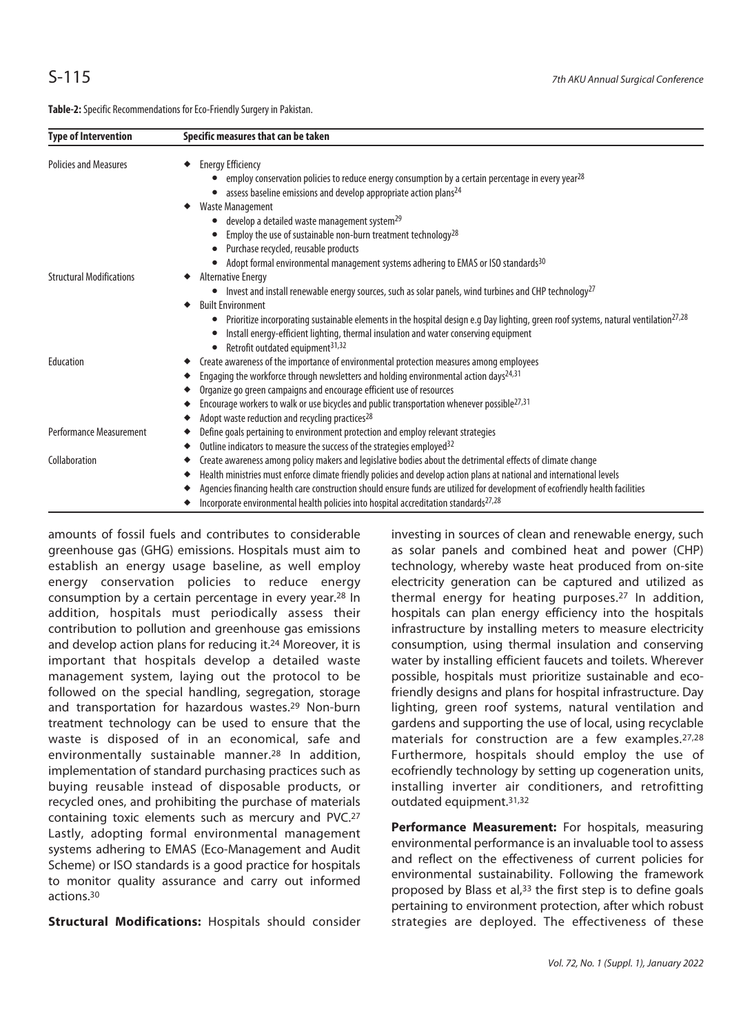**Table-2:** Specific Recommendations for Eco-Friendly Surgery in Pakistan.

| Type of Intervention | Specific measures that can be taken |
|---|---|
| Policies and Measures | ◆ Energy Efficiency<br>• employ conservation policies to reduce energy consumption by a certain percentage in every year[28]<br>• assess baseline emissions and develop appropriate action plans[24]<br>◆ Waste Management<br>• develop a detailed waste management system[29]<br>• Employ the use of sustainable non-burn treatment technology[28]<br>• Purchase recycled, reusable products<br>• Adopt formal environmental management systems adhering to EMAS or ISO standards[30] |
| Structural Modifications | ◆ Alternative Energy<br>• Invest and install renewable energy sources, such as solar panels, wind turbines and CHP technology[27]<br>◆ Built Environment<br>• Prioritize incorporating sustainable elements in the hospital design e.g Day lighting, green roof systems, natural ventilation[27,28]<br>• Install energy-efficient lighting, thermal insulation and water conserving equipment<br>• Retrofit outdated equipment[31,32] |
| Education | ◆ Create awareness of the importance of environmental protection measures among employees<br>◆ Engaging the workforce through newsletters and holding environmental action days[24,31]<br>◆ Organize go green campaigns and encourage efficient use of resources<br>◆ Encourage workers to walk or use bicycles and public transportation whenever possible[27,31]<br>◆ Adopt waste reduction and recycling practices[28] |
| Performance Measurement | ◆ Define goals pertaining to environment protection and employ relevant strategies<br>◆ Outline indicators to measure the success of the strategies employed[32] |
| Collaboration | ◆ Create awareness among policy makers and legislative bodies about the detrimental effects of climate change<br>◆ Health ministries must enforce climate friendly policies and develop action plans at national and international levels<br>◆ Agencies financing health care construction should ensure funds are utilized for development of ecofriendly health facilities<br>◆ Incorporate environmental health policies into hospital accreditation standards[27,28] |

amounts of fossil fuels and contributes to considerable greenhouse gas (GHG) emissions. Hospitals must aim to establish an energy usage baseline, as well employ energy conservation policies to reduce energy consumption by a certain percentage in every year.[28] In addition, hospitals must periodically assess their contribution to pollution and greenhouse gas emissions and develop action plans for reducing it.[24] Moreover, it is important that hospitals develop a detailed waste management system, laying out the protocol to be followed on the special handling, segregation, storage and transportation for hazardous wastes.[29] Non-burn treatment technology can be used to ensure that the waste is disposed of in an economical, safe and environmentally sustainable manner.[28] In addition, implementation of standard purchasing practices such as buying reusable instead of disposable products, or recycled ones, and prohibiting the purchase of materials containing toxic elements such as mercury and PVC.[27] Lastly, adopting formal environmental management systems adhering to EMAS (Eco-Management and Audit Scheme) or ISO standards is a good practice for hospitals to monitor quality assurance and carry out informed actions.[30]

**Structural Modifications:** Hospitals should consider investing in sources of clean and renewable energy, such as solar panels and combined heat and power (CHP) technology, whereby waste heat produced from on-site electricity generation can be captured and utilized as thermal energy for heating purposes.[27] In addition, hospitals can plan energy efficiency into the hospitals infrastructure by installing meters to measure electricity consumption, using thermal insulation and conserving water by installing efficient faucets and toilets. Wherever possible, hospitals must prioritize sustainable and eco-friendly designs and plans for hospital infrastructure. Day lighting, green roof systems, natural ventilation and gardens and supporting the use of local, using recyclable materials for construction are a few examples.[27,28] Furthermore, hospitals should employ the use of ecofriendly technology by setting up cogeneration units, installing inverter air conditioners, and retrofitting outdated equipment.[31,32]

**Performance Measurement:** For hospitals, measuring environmental performance is an invaluable tool to assess and reflect on the effectiveness of current policies for environmental sustainability. Following the framework proposed by Blass et al,[33] the first step is to define goals pertaining to environment protection, after which robust strategies are deployed. The effectiveness of these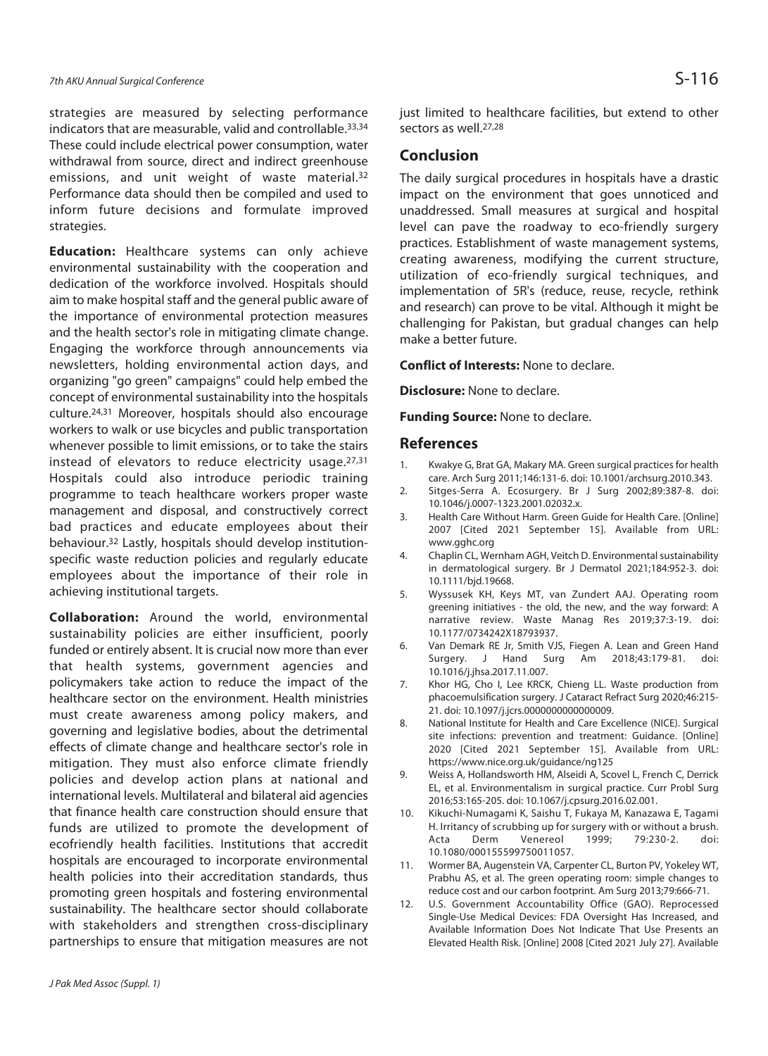strategies are measured by selecting performance indicators that are measurable, valid and controllable.[33,34] These could include electrical power consumption, water withdrawal from source, direct and indirect greenhouse emissions, and unit weight of waste material.[32] Performance data should then be compiled and used to inform future decisions and formulate improved strategies.

**Education:** Healthcare systems can only achieve environmental sustainability with the cooperation and dedication of the workforce involved. Hospitals should aim to make hospital staff and the general public aware of the importance of environmental protection measures and the health sector's role in mitigating climate change. Engaging the workforce through announcements via newsletters, holding environmental action days, and organizing "go green" campaigns" could help embed the concept of environmental sustainability into the hospitals culture.[24,31] Moreover, hospitals should also encourage workers to walk or use bicycles and public transportation whenever possible to limit emissions, or to take the stairs instead of elevators to reduce electricity usage.[27,31] Hospitals could also introduce periodic training programme to teach healthcare workers proper waste management and disposal, and constructively correct bad practices and educate employees about their behaviour.[32] Lastly, hospitals should develop institution-specific waste reduction policies and regularly educate employees about the importance of their role in achieving institutional targets.

**Collaboration:** Around the world, environmental sustainability policies are either insufficient, poorly funded or entirely absent. It is crucial now more than ever that health systems, government agencies and policymakers take action to reduce the impact of the healthcare sector on the environment. Health ministries must create awareness among policy makers, and governing and legislative bodies, about the detrimental effects of climate change and healthcare sector's role in mitigation. They must also enforce climate friendly policies and develop action plans at national and international levels. Multilateral and bilateral aid agencies that finance health care construction should ensure that funds are utilized to promote the development of ecofriendly health facilities. Institutions that accredit hospitals are encouraged to incorporate environmental health policies into their accreditation standards, thus promoting green hospitals and fostering environmental sustainability. The healthcare sector should collaborate with stakeholders and strengthen cross-disciplinary partnerships to ensure that mitigation measures are not just limited to healthcare facilities, but extend to other sectors as well.[27,28]

## Conclusion

The daily surgical procedures in hospitals have a drastic impact on the environment that goes unnoticed and unaddressed. Small measures at surgical and hospital level can pave the roadway to eco-friendly surgery practices. Establishment of waste management systems, creating awareness, modifying the current structure, utilization of eco-friendly surgical techniques, and implementation of 5R's (reduce, reuse, recycle, rethink and research) can prove to be vital. Although it might be challenging for Pakistan, but gradual changes can help make a better future.

**Conflict of Interests:** None to declare.

**Disclosure:** None to declare.

**Funding Source:** None to declare.

## References

1. Kwakye G, Brat GA, Makary MA. Green surgical practices for health care. Arch Surg 2011;146:131-6. doi: 10.1001/archsurg.2010.343.
2. Sitges-Serra A. Ecosurgery. Br J Surg 2002;89:387-8. doi: 10.1046/j.0007-1323.2001.02032.x.
3. Health Care Without Harm. Green Guide for Health Care. [Online] 2007 [Cited 2021 September 15]. Available from URL: www.gghc.org
4. Chaplin CL, Wernham AGH, Veitch D. Environmental sustainability in dermatological surgery. Br J Dermatol 2021;184:952-3. doi: 10.1111/bjd.19668.
5. Wyssusek KH, Keys MT, van Zundert AAJ. Operating room greening initiatives - the old, the new, and the way forward: A narrative review. Waste Manag Res 2019;37:3-19. doi: 10.1177/0734242X18793937.
6. Van Demark RE Jr, Smith VJS, Fiegen A. Lean and Green Hand Surgery. J Hand Surg Am 2018;43:179-81. doi: 10.1016/j.jhsa.2017.11.007.
7. Khor HG, Cho I, Lee KRCK, Chieng LL. Waste production from phacoemulsification surgery. J Cataract Refract Surg 2020;46:215-21. doi: 10.1097/j.jcrs.0000000000000009.
8. National Institute for Health and Care Excellence (NICE). Surgical site infections: prevention and treatment: Guidance. [Online] 2020 [Cited 2021 September 15]. Available from URL: https://www.nice.org.uk/guidance/ng125
9. Weiss A, Hollandsworth HM, Alseidi A, Scovel L, French C, Derrick EL, et al. Environmentalism in surgical practice. Curr Probl Surg 2016;53:165-205. doi: 10.1067/j.cpsurg.2016.02.001.
10. Kikuchi-Numagami K, Saishu T, Fukaya M, Kanazawa E, Tagami H. Irritancy of scrubbing up for surgery with or without a brush. Acta Derm Venereol 1999; 79:230-2. doi: 10.1080/000155599750011057.
11. Wormer BA, Augenstein VA, Carpenter CL, Burton PV, Yokeley WT, Prabhu AS, et al. The green operating room: simple changes to reduce cost and our carbon footprint. Am Surg 2013;79:666-71.
12. U.S. Government Accountability Office (GAO). Reprocessed Single-Use Medical Devices: FDA Oversight Has Increased, and Available Information Does Not Indicate That Use Presents an Elevated Health Risk. [Online] 2008 [Cited 2021 July 27]. Available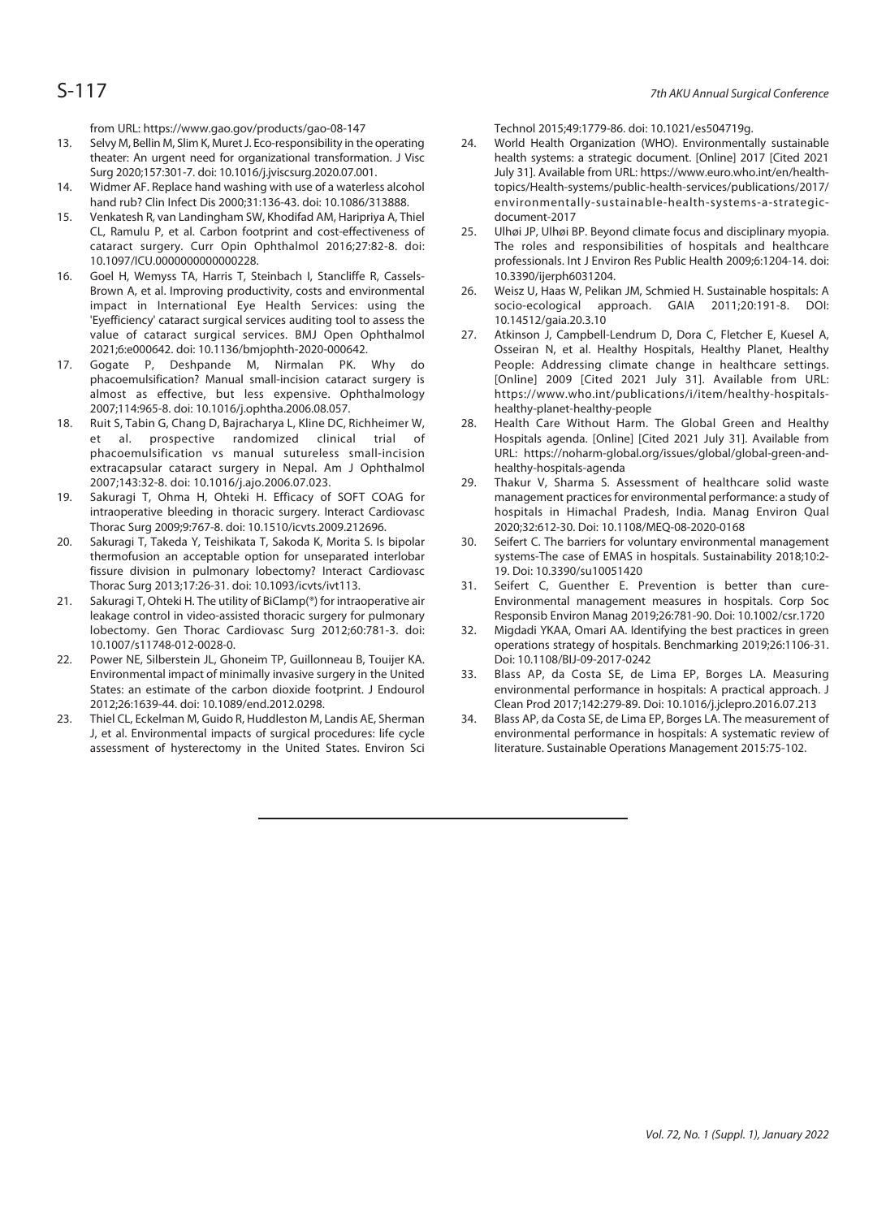from URL: https://www.gao.gov/products/gao-08-147

13. Selvy M, Bellin M, Slim K, Muret J. Eco-responsibility in the operating theater: An urgent need for organizational transformation. J Visc Surg 2020;157:301-7. doi: 10.1016/j.jviscsurg.2020.07.001.
14. Widmer AF. Replace hand washing with use of a waterless alcohol hand rub? Clin Infect Dis 2000;31:136-43. doi: 10.1086/313888.
15. Venkatesh R, van Landingham SW, Khodifad AM, Haripriya A, Thiel CL, Ramulu P, et al. Carbon footprint and cost-effectiveness of cataract surgery. Curr Opin Ophthalmol 2016;27:82-8. doi: 10.1097/ICU.0000000000000228.
16. Goel H, Wemyss TA, Harris T, Steinbach I, Stancliffe R, Cassels-Brown A, et al. Improving productivity, costs and environmental impact in International Eye Health Services: using the 'Eyefficiency' cataract surgical services auditing tool to assess the value of cataract surgical services. BMJ Open Ophthalmol 2021;6:e000642. doi: 10.1136/bmjophth-2020-000642.
17. Gogate P, Deshpande M, Nirmalan PK. Why do phacoemulsification? Manual small-incision cataract surgery is almost as effective, but less expensive. Ophthalmology 2007;114:965-8. doi: 10.1016/j.ophtha.2006.08.057.
18. Ruit S, Tabin G, Chang D, Bajracharya L, Kline DC, Richheimer W, et al. prospective randomized clinical trial of phacoemulsification vs manual sutureless small-incision extracapsular cataract surgery in Nepal. Am J Ophthalmol 2007;143:32-8. doi: 10.1016/j.ajo.2006.07.023.
19. Sakuragi T, Ohma H, Ohteki H. Efficacy of SOFT COAG for intraoperative bleeding in thoracic surgery. Interact Cardiovasc Thorac Surg 2009;9:767-8. doi: 10.1510/icvts.2009.212696.
20. Sakuragi T, Takeda Y, Teishikata T, Sakoda K, Morita S. Is bipolar thermofusion an acceptable option for unseparated interlobar fissure division in pulmonary lobectomy? Interact Cardiovasc Thorac Surg 2013;17:26-31. doi: 10.1093/icvts/ivt113.
21. Sakuragi T, Ohteki H. The utility of BiClamp(®) for intraoperative air leakage control in video-assisted thoracic surgery for pulmonary lobectomy. Gen Thorac Cardiovasc Surg 2012;60:781-3. doi: 10.1007/s11748-012-0028-0.
22. Power NE, Silberstein JL, Ghoneim TP, Guillonneau B, Touijer KA. Environmental impact of minimally invasive surgery in the United States: an estimate of the carbon dioxide footprint. J Endourol 2012;26:1639-44. doi: 10.1089/end.2012.0298.
23. Thiel CL, Eckelman M, Guido R, Huddleston M, Landis AE, Sherman J, et al. Environmental impacts of surgical procedures: life cycle assessment of hysterectomy in the United States. Environ Sci Technol 2015;49:1779-86. doi: 10.1021/es504719g.
24. World Health Organization (WHO). Environmentally sustainable health systems: a strategic document. [Online] 2017 [Cited 2021 July 31]. Available from URL: https://www.euro.who.int/en/health-topics/Health-systems/public-health-services/publications/2017/environmentally-sustainable-health-systems-a-strategic-document-2017
25. Ulhøi JP, Ulhøi BP. Beyond climate focus and disciplinary myopia. The roles and responsibilities of hospitals and healthcare professionals. Int J Environ Res Public Health 2009;6:1204-14. doi: 10.3390/ijerph6031204.
26. Weisz U, Haas W, Pelikan JM, Schmied H. Sustainable hospitals: A socio-ecological approach. GAIA 2011;20:191-8. DOI: 10.14512/gaia.20.3.10
27. Atkinson J, Campbell-Lendrum D, Dora C, Fletcher E, Kuesel A, Osseiran N, et al. Healthy Hospitals, Healthy Planet, Healthy People: Addressing climate change in healthcare settings. [Online] 2009 [Cited 2021 July 31]. Available from URL: https://www.who.int/publications/i/item/healthy-hospitals-healthy-planet-healthy-people
28. Health Care Without Harm. The Global Green and Healthy Hospitals agenda. [Online] [Cited 2021 July 31]. Available from URL: https://noharm-global.org/issues/global/global-green-and-healthy-hospitals-agenda
29. Thakur V, Sharma S. Assessment of healthcare solid waste management practices for environmental performance: a study of hospitals in Himachal Pradesh, India. Manag Environ Qual 2020;32:612-30. Doi: 10.1108/MEQ-08-2020-0168
30. Seifert C. The barriers for voluntary environmental management systems-The case of EMAS in hospitals. Sustainability 2018;10:2-19. Doi: 10.3390/su10051420
31. Seifert C, Guenther E. Prevention is better than cure-Environmental management measures in hospitals. Corp Soc Responsib Environ Manag 2019;26:781-90. Doi: 10.1002/csr.1720
32. Migdadi YKAA, Omari AA. Identifying the best practices in green operations strategy of hospitals. Benchmarking 2019;26:1106-31. Doi: 10.1108/BIJ-09-2017-0242
33. Blass AP, da Costa SE, de Lima EP, Borges LA. Measuring environmental performance in hospitals: A practical approach. J Clean Prod 2017;142:279-89. Doi: 10.1016/j.jclepro.2016.07.213
34. Blass AP, da Costa SE, de Lima EP, Borges LA. The measurement of environmental performance in hospitals: A systematic review of literature. Sustainable Operations Management 2015:75-102.